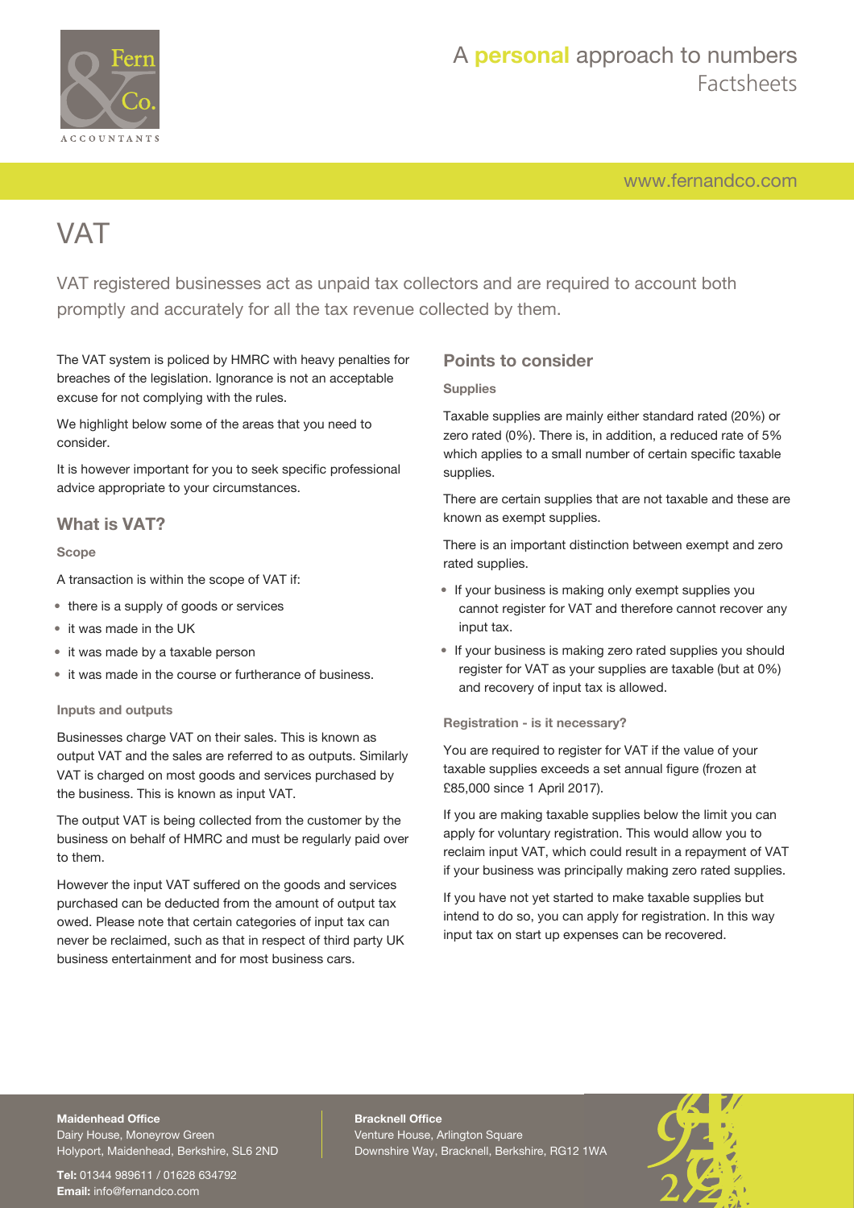# VAT

VAT registered businesses act as unpaid tax collectors and are required to account both promptly and accurately for all the tax revenue collected by them.

The VAT system is policed by HMRC with heavy penalties for breaches of the legislation. Ignorance is not an acceptable excuse for not complying with the rules.

We highlight below some of the areas that you need to consider.

It is however important for you to seek specific professional advice appropriate to your circumstances.

## What is VAT?

### Scope

A transaction is within the scope of VAT if:

- there is a supply of goods or services
- it was made in the UK
- it was made by a taxable person
- it was made in the course or furtherance of business.

### Inputs and outputs

Businesses charge VAT on their sales. This is known as output VAT and the sales are referred to as outputs. Similarly VAT is charged on most goods and services purchased by the business. This is known as input VAT.

The output VAT is being collected from the customer by the business on behalf of HMRC and must be regularly paid over to them.

However the input VAT suffered on the goods and services purchased can be deducted from the amount of output tax owed. Please note that certain categories of input tax can never be reclaimed, such as that in respect of third party UK business entertainment and for most business cars.

## Points to consider

### Supplies

Taxable supplies are mainly either standard rated (20%) or zero rated (0%). There is, in addition, a reduced rate of 5% which applies to a small number of certain specific taxable supplies.

There are certain supplies that are not taxable and these are known as exempt supplies.

There is an important distinction between exempt and zero rated supplies.

- If your business is making only exempt supplies you cannot register for VAT and therefore cannot recover any input tax.
- If your business is making zero rated supplies you should register for VAT as your supplies are taxable (but at 0%) and recovery of input tax is allowed.

### Registration - is it necessary?

You are required to register for VAT if the value of your taxable supplies exceeds a set annual figure (frozen at £85,000 since 1 April 2017).

If you are making taxable supplies below the limit you can apply for voluntary registration. This would allow you to reclaim input VAT, which could result in a repayment of VAT if your business was principally making zero rated supplies.

If you have not yet started to make taxable supplies but intend to do so, you can apply for registration. In this way input tax on start up expenses can be recovered.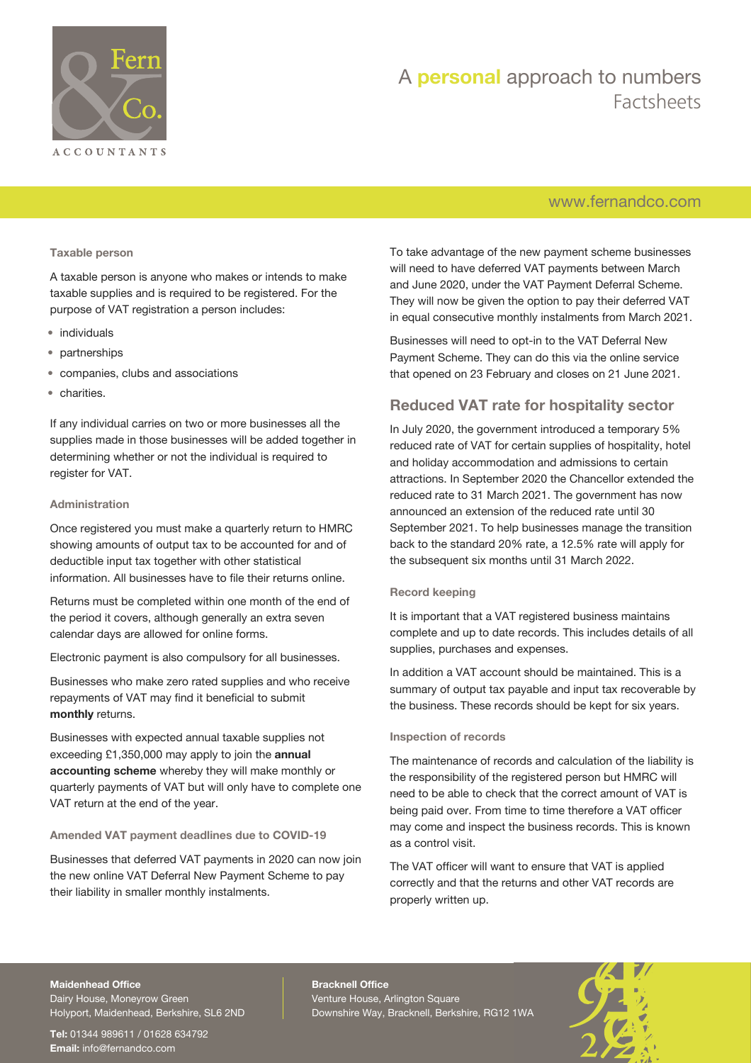### Taxable person

A taxable person is anyone who makes or intends to make taxable supplies and is required to be registered. For the purpose of VAT registration a person includes:

- individuals
- partnerships
- companies, clubs and associations
- charities.

If any individual carries on two or more businesses all the supplies made in those businesses will be added together in determining whether or not the individual is required to register for VAT.

### Administration

Once registered you must make a quarterly return to HMRC showing amounts of output tax to be accounted for and of deductible input tax together with other statistical information. All businesses have to file their returns online.

Returns must be completed within one month of the end of the period it covers, although generally an extra seven calendar days are allowed for online forms.

Electronic payment is also compulsory for all businesses.

Businesses who make zero rated supplies and who receive repayments of VAT may find it beneficial to submit **monthly** returns.

Businesses with expected annual taxable supplies not exceeding £1,350,000 may apply to join the **annual accounting scheme** whereby they will make monthly or quarterly payments of VAT but will only have to complete one VAT return at the end of the year.

### Amended VAT payment deadlines due to COVID-19

Businesses that deferred VAT payments in 2020 can now join the new online VAT Deferral New Payment Scheme to pay their liability in smaller monthly instalments.

To take advantage of the new payment scheme businesses will need to have deferred VAT payments between March and June 2020, under the VAT Payment Deferral Scheme. They will now be given the option to pay their deferred VAT in equal consecutive monthly instalments from March 2021.

Businesses will need to opt-in to the VAT Deferral New Payment Scheme. They can do this via the online service that opened on 23 February and closes on 21 June 2021.

## Reduced VAT rate for hospitality sector

In July 2020, the government introduced a temporary 5% reduced rate of VAT for certain supplies of hospitality, hotel and holiday accommodation and admissions to certain attractions. In September 2020 the Chancellor extended the reduced rate to 31 March 2021. The government has now announced an extension of the reduced rate until 30 September 2021. To help businesses manage the transition back to the standard 20% rate, a 12.5% rate will apply for the subsequent six months until 31 March 2022.

### Record keeping

It is important that a VAT registered business maintains complete and up to date records. This includes details of all supplies, purchases and expenses.

In addition a VAT account should be maintained. This is a summary of output tax payable and input tax recoverable by the business. These records should be kept for six years.

### Inspection of records

The maintenance of records and calculation of the liability is the responsibility of the registered person but HMRC will need to be able to check that the correct amount of VAT is being paid over. From time to time therefore a VAT officer may come and inspect the business records. This is known as a control visit.

The VAT officer will want to ensure that VAT is applied correctly and that the returns and other VAT records are properly written up.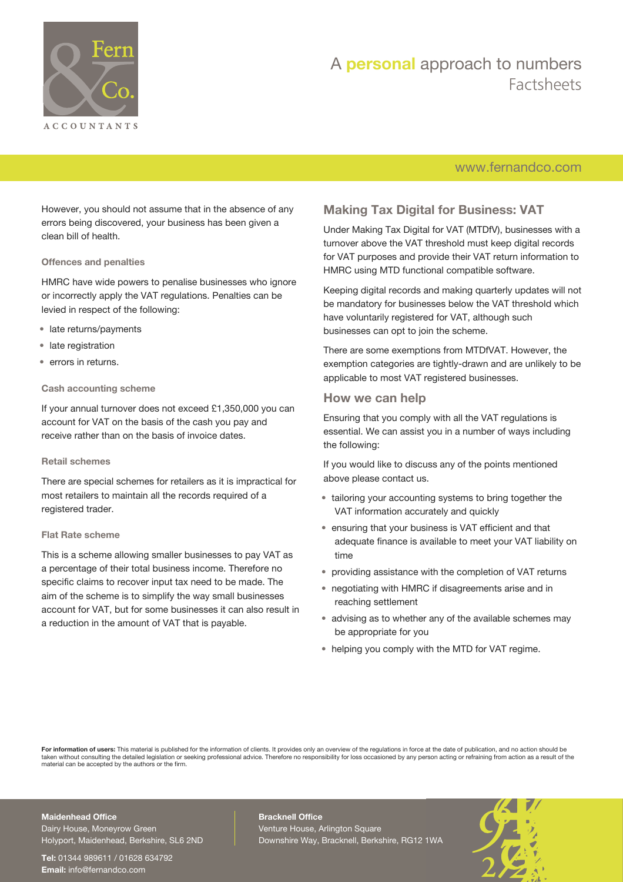However, you should not assume that in the absence of any errors being discovered, your business has been given a clean bill of health.

### Offences and penalties

HMRC have wide powers to penalise businesses who ignore or incorrectly apply the VAT regulations. Penalties can be levied in respect of the following:

- late returns/payments
- late registration
- errors in returns.

### Cash accounting scheme

If your annual turnover does not exceed £1,350,000 you can account for VAT on the basis of the cash you pay and receive rather than on the basis of invoice dates.

### Retail schemes

There are special schemes for retailers as it is impractical for most retailers to maintain all the records required of a registered trader.

### Flat Rate scheme

This is a scheme allowing smaller businesses to pay VAT as a percentage of their total business income. Therefore no specific claims to recover input tax need to be made. The aim of the scheme is to simplify the way small businesses account for VAT, but for some businesses it can also result in a reduction in the amount of VAT that is payable.

## Making Tax Digital for Business: VAT

Under Making Tax Digital for VAT (MTDfV), businesses with a turnover above the VAT threshold must keep digital records for VAT purposes and provide their VAT return information to HMRC using MTD functional compatible software.

Keeping digital records and making quarterly updates will not be mandatory for businesses below the VAT threshold which have voluntarily registered for VAT, although such businesses can opt to join the scheme.

There are some exemptions from MTDfVAT. However, the exemption categories are tightly-drawn and are unlikely to be applicable to most VAT registered businesses.

## How we can help

Ensuring that you comply with all the VAT regulations is essential. We can assist you in a number of ways including the following:

If you would like to discuss any of the points mentioned above please contact us.

- tailoring your accounting systems to bring together the VAT information accurately and quickly
- ensuring that your business is VAT efficient and that adequate finance is available to meet your VAT liability on time
- providing assistance with the completion of VAT returns
- negotiating with HMRC if disagreements arise and in reaching settlement
- advising as to whether any of the available schemes may be appropriate for you
- helping you comply with the MTD for VAT regime.

**For information of users:** This material is published for the information of clients. It provides only an overview of the regulations in force at the date of publication, and no action should be taken without consulting the detailed legislation or seeking professional advice. Therefore no responsibility for loss occasioned by any person acting or refraining from action as a result of the material can be accepted by the authors or the firm.